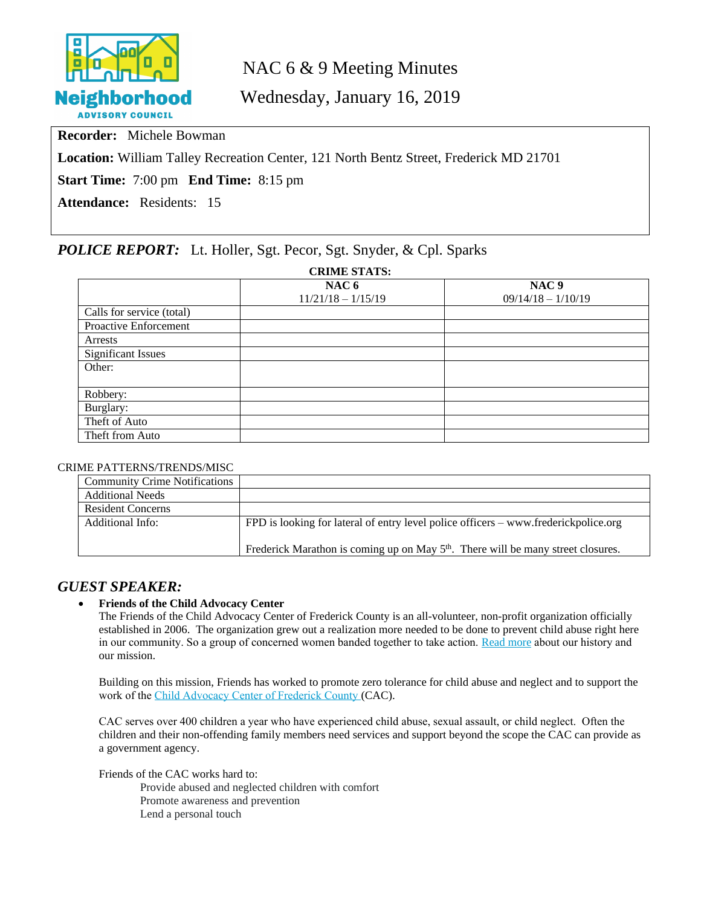Neighborhood ADVISORY COUNCIL

# NAC 6 & 9 Meeting Minutes

## Wednesday, January 16, 2019

**Recorder:** Michele Bowman

**Location:** William Talley Recreation Center, 121 North Bentz Street, Frederick MD 21701

**Start Time:** 7:00 pm **End Time:** 8:15 pm

**Attendance:** Residents: 15

## *POLICE REPORT:* Lt. Holler, Sgt. Pecor, Sgt. Snyder, & Cpl. Sparks

**CRIME STATS:**

| | **NAC 6** 11/21/18 – 1/15/19 | **NAC 9** 09/14/18 – 1/10/19 |
|---|---|---|
| Calls for service (total) | | |
| Proactive Enforcement | | |
| Arrests | | |
| Significant Issues | | |
| Other: | | |
| Robbery: | | |
| Burglary: | | |
| Theft of Auto | | |
| Theft from Auto | | |

CRIME PATTERNS/TRENDS/MISC

| | |
|---|---|
| Community Crime Notifications | |
| Additional Needs | |
| Resident Concerns | |
| Additional Info: | FPD is looking for lateral of entry level police officers – www.frederickpolice.org<br><br>Frederick Marathon is coming up on May 5th. There will be many street closures. |

## *GUEST SPEAKER:*

- **Friends of the Child Advocacy Center**

  The Friends of the Child Advocacy Center of Frederick County is an all-volunteer, non-profit organization officially established in 2006. The organization grew out a realization more needed to be done to prevent child abuse right here in our community. So a group of concerned women banded together to take action. Read more about our history and our mission.

  Building on this mission, Friends has worked to promote zero tolerance for child abuse and neglect and to support the work of the Child Advocacy Center of Frederick County (CAC).

  CAC serves over 400 children a year who have experienced child abuse, sexual assault, or child neglect. Often the children and their non-offending family members need services and support beyond the scope the CAC can provide as a government agency.

  Friends of the CAC works hard to:

  Provide abused and neglected children with comfort
  Promote awareness and prevention
  Lend a personal touch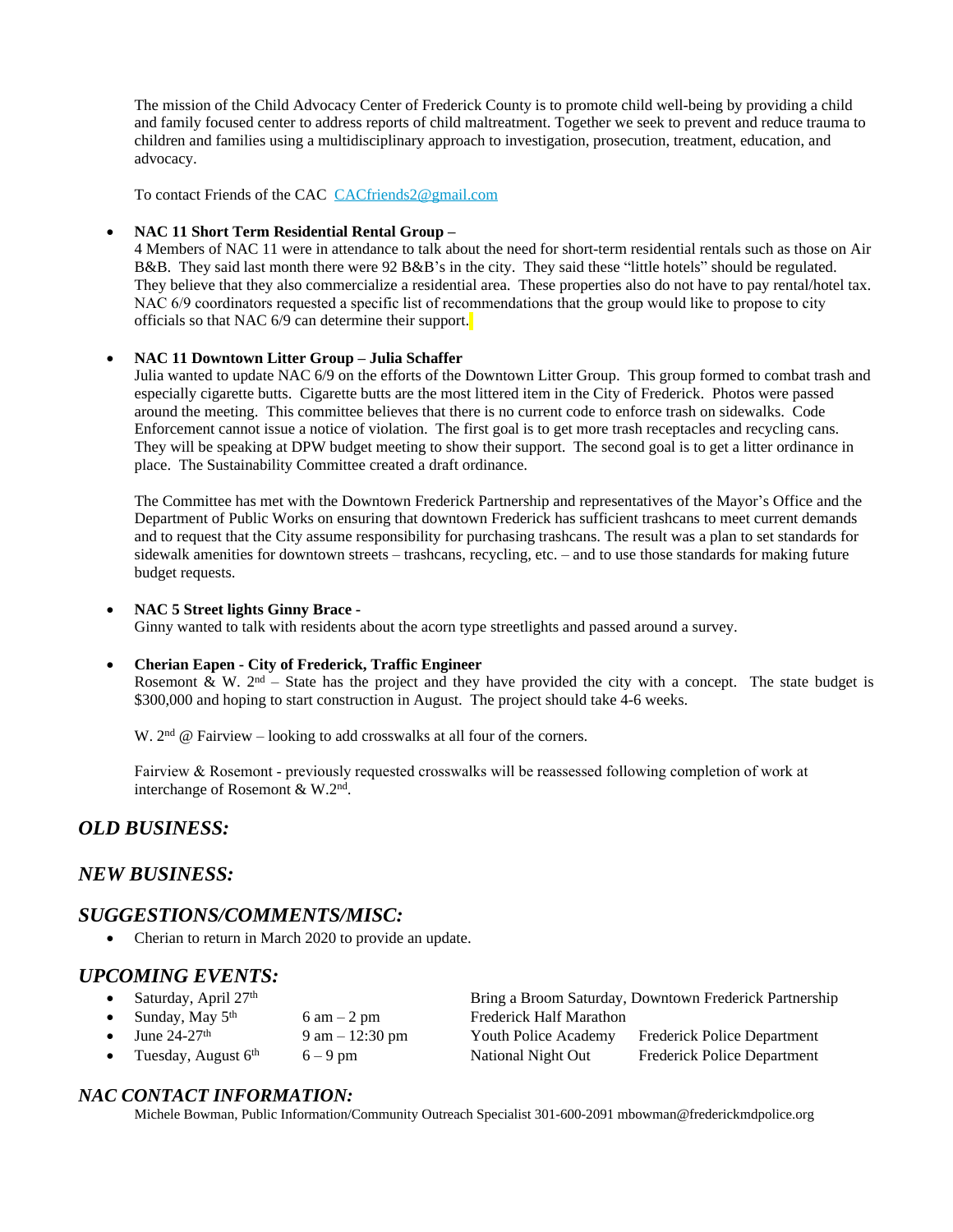The mission of the Child Advocacy Center of Frederick County is to promote child well-being by providing a child and family focused center to address reports of child maltreatment. Together we seek to prevent and reduce trauma to children and families using a multidisciplinary approach to investigation, prosecution, treatment, education, and advocacy.

To contact Friends of the CAC CACfriends2@gmail.com

- **NAC 11 Short Term Residential Rental Group –**
  4 Members of NAC 11 were in attendance to talk about the need for short-term residential rentals such as those on Air B&B. They said last month there were 92 B&B's in the city. They said these "little hotels" should be regulated. They believe that they also commercialize a residential area. These properties also do not have to pay rental/hotel tax. NAC 6/9 coordinators requested a specific list of recommendations that the group would like to propose to city officials so that NAC 6/9 can determine their support.

- **NAC 11 Downtown Litter Group – Julia Schaffer**
  Julia wanted to update NAC 6/9 on the efforts of the Downtown Litter Group. This group formed to combat trash and especially cigarette butts. Cigarette butts are the most littered item in the City of Frederick. Photos were passed around the meeting. This committee believes that there is no current code to enforce trash on sidewalks. Code Enforcement cannot issue a notice of violation. The first goal is to get more trash receptacles and recycling cans. They will be speaking at DPW budget meeting to show their support. The second goal is to get a litter ordinance in place. The Sustainability Committee created a draft ordinance.

  The Committee has met with the Downtown Frederick Partnership and representatives of the Mayor's Office and the Department of Public Works on ensuring that downtown Frederick has sufficient trashcans to meet current demands and to request that the City assume responsibility for purchasing trashcans. The result was a plan to set standards for sidewalk amenities for downtown streets – trashcans, recycling, etc. – and to use those standards for making future budget requests.

- **NAC 5 Street lights Ginny Brace -**
  Ginny wanted to talk with residents about the acorn type streetlights and passed around a survey.

- **Cherian Eapen - City of Frederick, Traffic Engineer**
  Rosemont & W. 2nd – State has the project and they have provided the city with a concept. The state budget is $300,000 and hoping to start construction in August. The project should take 4-6 weeks.

  W. 2nd @ Fairview – looking to add crosswalks at all four of the corners.

  Fairview & Rosemont - previously requested crosswalks will be reassessed following completion of work at interchange of Rosemont & W.2nd.

## *OLD BUSINESS:*

## *NEW BUSINESS:*

## *SUGGESTIONS/COMMENTS/MISC:*

- Cherian to return in March 2020 to provide an update.

## *UPCOMING EVENTS:*

- Saturday, April 27th — Bring a Broom Saturday, Downtown Frederick Partnership
- Sunday, May 5th — 6 am – 2 pm — Frederick Half Marathon
- June 24-27th — 9 am – 12:30 pm — Youth Police Academy — Frederick Police Department
- Tuesday, August 6th — 6 – 9 pm — National Night Out — Frederick Police Department

## *NAC CONTACT INFORMATION:*

Michele Bowman, Public Information/Community Outreach Specialist 301-600-2091 mbowman@frederickmdpolice.org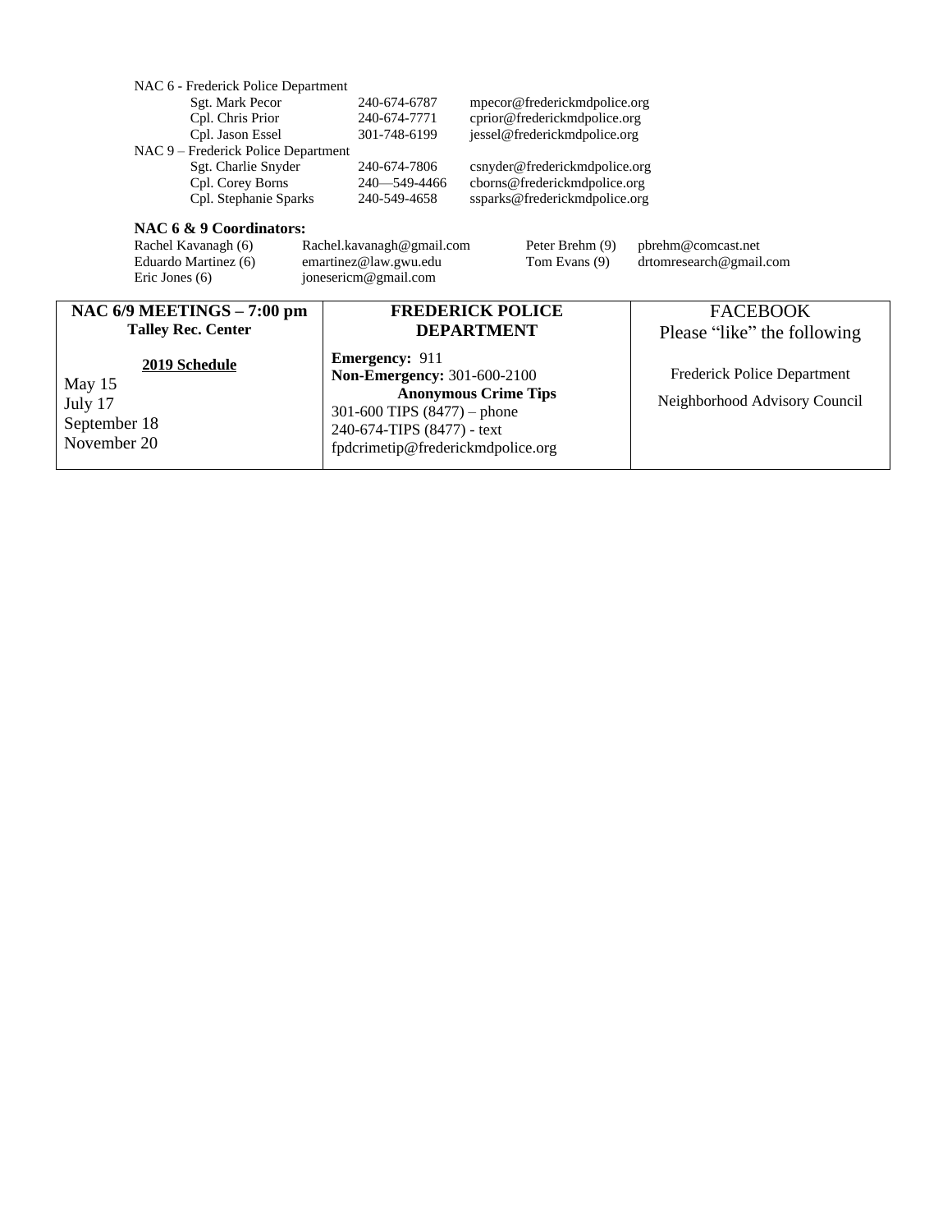NAC 6 - Frederick Police Department

| | | |
|---|---|---|
| Sgt. Mark Pecor | 240-674-6787 | mpecor@frederickmdpolice.org |
| Cpl. Chris Prior | 240-674-7771 | cprior@frederickmdpolice.org |
| Cpl. Jason Essel | 301-748-6199 | jessel@frederickmdpolice.org |

NAC 9 – Frederick Police Department

| | | |
|---|---|---|
| Sgt. Charlie Snyder | 240-674-7806 | csnyder@frederickmdpolice.org |
| Cpl. Corey Borns | 240—549-4466 | cborns@frederickmdpolice.org |
| Cpl. Stephanie Sparks | 240-549-4658 | ssparks@frederickmdpolice.org |

**NAC 6 & 9 Coordinators:**

| | | | |
|---|---|---|---|
| Rachel Kavanagh (6) | Rachel.kavanagh@gmail.com | Peter Brehm (9) | pbrehm@comcast.net |
| Eduardo Martinez (6) | emartinez@law.gwu.edu | Tom Evans (9) | drtomresearch@gmail.com |
| Eric Jones (6) | jonesericm@gmail.com | | |

| **NAC 6/9 MEETINGS – 7:00 pm**<br>**Talley Rec. Center** | **FREDERICK POLICE DEPARTMENT** | FACEBOOK<br>Please "like" the following |
|---|---|---|
| **2019 Schedule**<br>May 15<br>July 17<br>September 18<br>November 20 | **Emergency:** 911<br>**Non-Emergency:** 301-600-2100<br>**Anonymous Crime Tips**<br>301-600 TIPS (8477) – phone<br>240-674-TIPS (8477) - text<br>fpdcrimetip@frederickmdpolice.org | Frederick Police Department<br>Neighborhood Advisory Council |